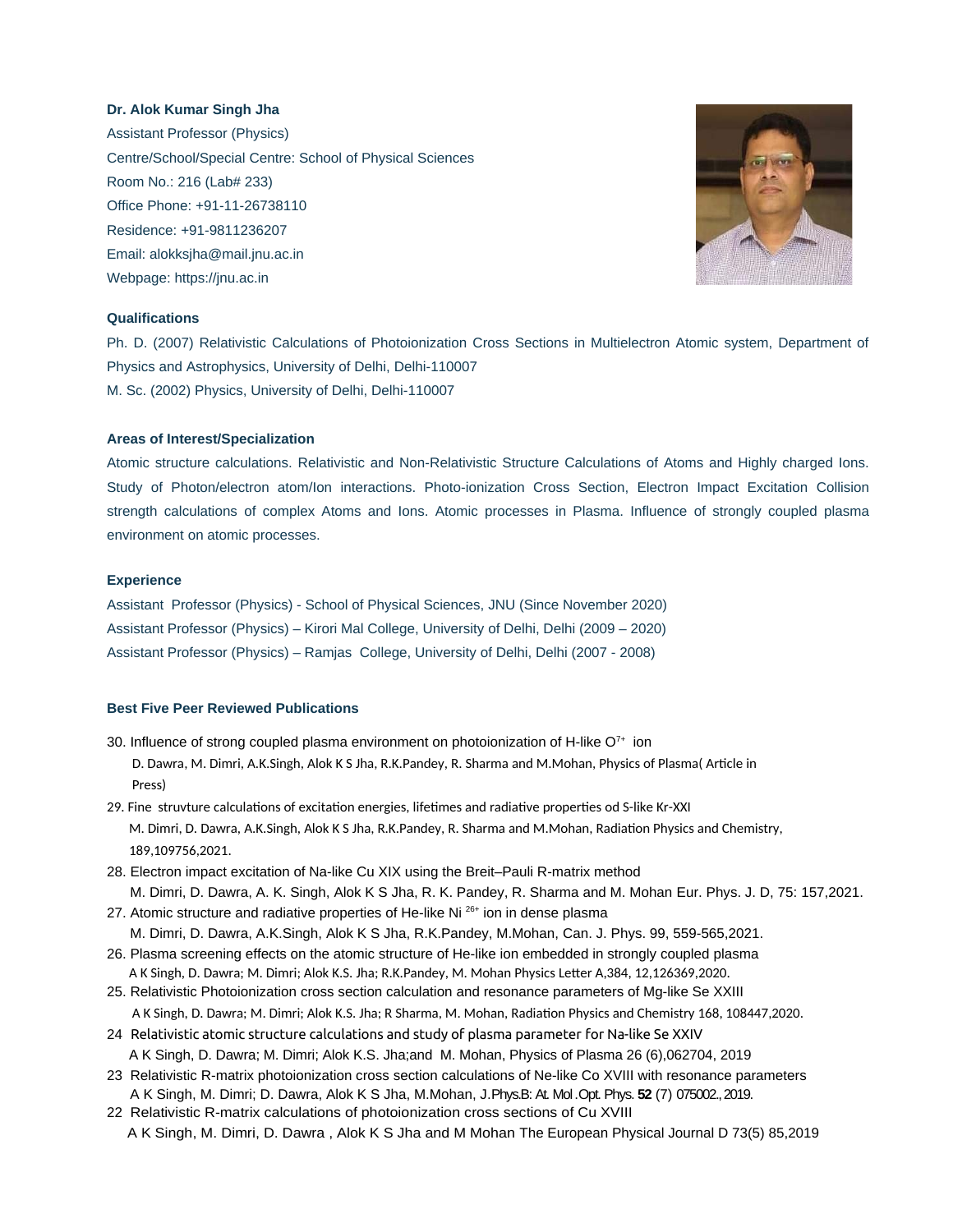**Dr. Alok Kumar Singh Jha**

Assistant Professor (Physics)
Centre/School/Special Centre: School of Physical Sciences
Room No.: 216 (Lab# 233)
Office Phone: +91-11-26738110
Residence: +91-9811236207
Email: alokksjha@mail.jnu.ac.in
Webpage: https://jnu.ac.in

**Qualifications**

Ph. D. (2007) Relativistic Calculations of Photoionization Cross Sections in Multielectron Atomic system, Department of Physics and Astrophysics, University of Delhi, Delhi-110007
M. Sc. (2002) Physics, University of Delhi, Delhi-110007

**Areas of Interest/Specialization**

Atomic structure calculations. Relativistic and Non-Relativistic Structure Calculations of Atoms and Highly charged Ions. Study of Photon/electron atom/Ion interactions. Photo-ionization Cross Section, Electron Impact Excitation Collision strength calculations of complex Atoms and Ions. Atomic processes in Plasma. Influence of strongly coupled plasma environment on atomic processes.

**Experience**

Assistant Professor (Physics) - School of Physical Sciences, JNU (Since November 2020)
Assistant Professor (Physics) – Kirori Mal College, University of Delhi, Delhi (2009 – 2020)
Assistant Professor (Physics) – Ramjas College, University of Delhi, Delhi (2007 - 2008)

**Best Five Peer Reviewed Publications**

30. Influence of strong coupled plasma environment on photoionization of H-like $O^{7+}$ ion
    D. Dawra, M. Dimri, A.K.Singh, Alok K S Jha, R.K.Pandey, R. Sharma and M.Mohan, Physics of Plasma( Article in Press)
29. Fine struvture calculations of excitation energies, lifetimes and radiative properties od S-like Kr-XXI
    M. Dimri, D. Dawra, A.K.Singh, Alok K S Jha, R.K.Pandey, R. Sharma and M.Mohan, Radiation Physics and Chemistry, 189,109756,2021.
28. Electron impact excitation of Na-like Cu XIX using the Breit–Pauli R-matrix method
    M. Dimri, D. Dawra, A. K. Singh, Alok K S Jha, R. K. Pandey, R. Sharma and M. Mohan Eur. Phys. J. D, 75: 157,2021.
27. Atomic structure and radiative properties of He-like Ni $^{26+}$ ion in dense plasma
    M. Dimri, D. Dawra, A.K.Singh, Alok K S Jha, R.K.Pandey, M.Mohan, Can. J. Phys. 99, 559-565,2021.
26. Plasma screening effects on the atomic structure of He-like ion embedded in strongly coupled plasma
    A K Singh, D. Dawra; M. Dimri; Alok K.S. Jha; R.K.Pandey, M. Mohan Physics Letter A,384, 12,126369,2020.
25. Relativistic Photoionization cross section calculation and resonance parameters of Mg-like Se XXIII
    A K Singh, D. Dawra; M. Dimri; Alok K.S. Jha; R Sharma, M. Mohan, Radiation Physics and Chemistry 168, 108447,2020.
24. Relativistic atomic structure calculations and study of plasma parameter for Na-like Se XXIV
    A K Singh, D. Dawra; M. Dimri; Alok K.S. Jha;and M. Mohan, Physics of Plasma 26 (6),062704, 2019
23. Relativistic R-matrix photoionization cross section calculations of Ne-like Co XVIII with resonance parameters
    A K Singh, M. Dimri; D. Dawra, Alok K S Jha, M.Mohan, J.Phys.B: At. Mol .Opt. Phys. **52** (7) 075002., 2019.
22. Relativistic R-matrix calculations of photoionization cross sections of Cu XVIII
    A K Singh, M. Dimri, D. Dawra , Alok K S Jha and M Mohan The European Physical Journal D 73(5) 85,2019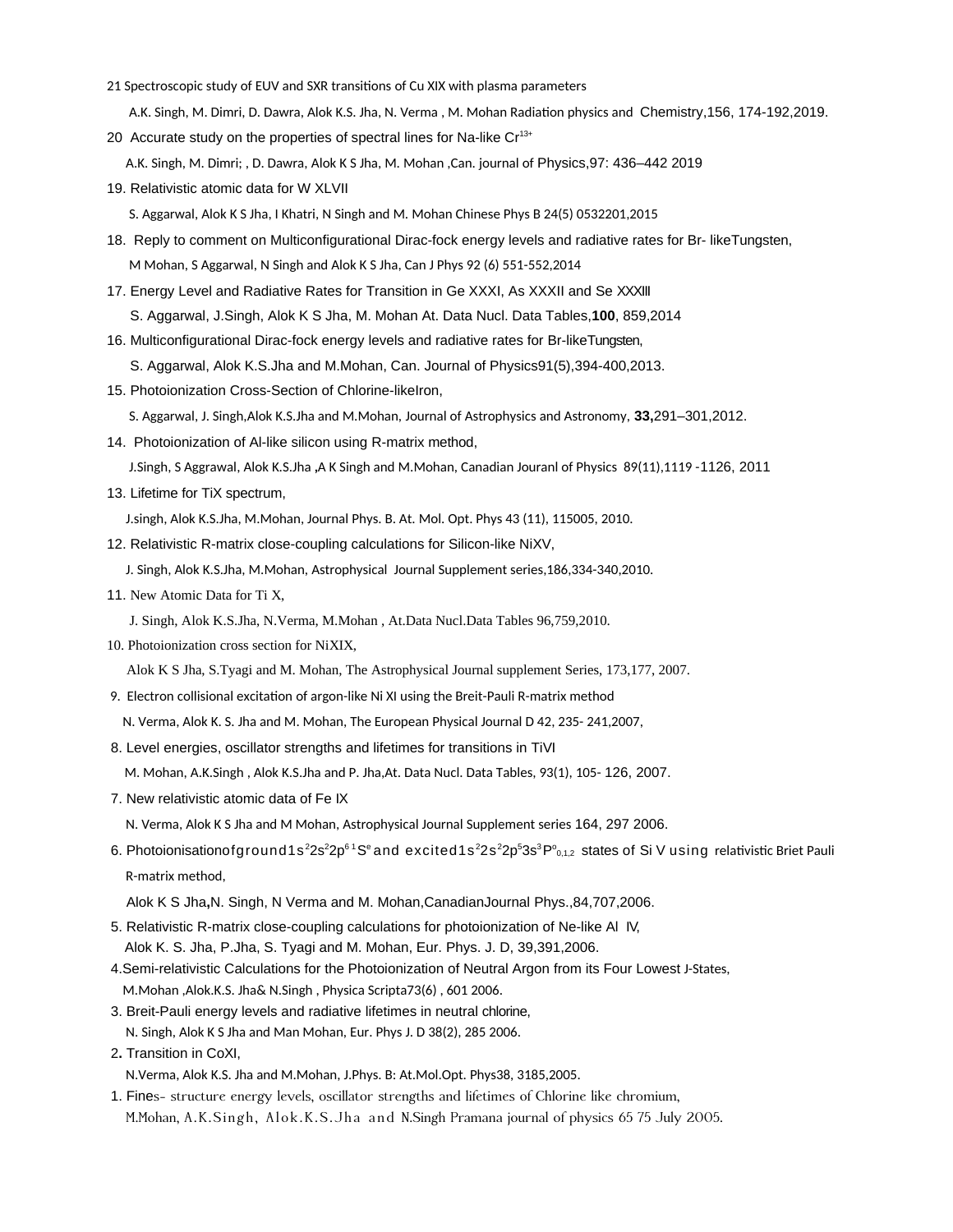21 Spectroscopic study of EUV and SXR transitions of Cu XIX with plasma parameters

A.K. Singh, M. Dimri, D. Dawra, Alok K.S. Jha, N. Verma , M. Mohan Radiation physics and Chemistry,156, 174-192,2019.

20 Accurate study on the properties of spectral lines for Na-like $Cr^{13+}$

A.K. Singh, M. Dimri; , D. Dawra, Alok K S Jha, M. Mohan ,Can. journal of Physics,97: 436–442 2019

19. Relativistic atomic data for W XLVII

S. Aggarwal, Alok K S Jha, I Khatri, N Singh and M. Mohan Chinese Phys B 24(5) 0532201,2015

18. Reply to comment on Multiconfigurational Dirac-fock energy levels and radiative rates for Br- likeTungsten,

M Mohan, S Aggarwal, N Singh and Alok K S Jha, Can J Phys 92 (6) 551-552,2014

17. Energy Level and Radiative Rates for Transition in Ge XXXI, As XXXII and Se XXXIII

S. Aggarwal, J.Singh, Alok K S Jha, M. Mohan At. Data Nucl. Data Tables,**100**, 859,2014

16. Multiconfigurational Dirac-fock energy levels and radiative rates for Br-likeTungsten,

S. Aggarwal, Alok K.S.Jha and M.Mohan, Can. Journal of Physics91(5),394-400,2013.

15. Photoionization Cross-Section of Chlorine-likeIron,

S. Aggarwal, J. Singh,Alok K.S.Jha and M.Mohan, Journal of Astrophysics and Astronomy, **33,**291–301,2012.

14. Photoionization of Al-like silicon using R-matrix method,

J.Singh, S Aggrawal, Alok K.S.Jha ,A K Singh and M.Mohan, Canadian Jouranl of Physics 89(11),1119 -1126, 2011

13. Lifetime for TiX spectrum,

J.singh, Alok K.S.Jha, M.Mohan, Journal Phys. B. At. Mol. Opt. Phys 43 (11), 115005, 2010.

12. Relativistic R-matrix close-coupling calculations for Silicon-like NiXV,

J. Singh, Alok K.S.Jha, M.Mohan, Astrophysical Journal Supplement series,186,334-340,2010.

11. New Atomic Data for Ti X,

J. Singh, Alok K.S.Jha, N.Verma, M.Mohan , At.Data Nucl.Data Tables 96,759,2010.

10. Photoionization cross section for NiXIX,

Alok K S Jha, S.Tyagi and M. Mohan, The Astrophysical Journal supplement Series, 173,177, 2007.

9. Electron collisional excitation of argon-like Ni XI using the Breit-Pauli R-matrix method

N. Verma, Alok K. S. Jha and M. Mohan, The European Physical Journal D 42, 235- 241,2007,

8. Level energies, oscillator strengths and lifetimes for transitions in TiVI

M. Mohan, A.K.Singh , Alok K.S.Jha and P. Jha,At. Data Nucl. Data Tables, 93(1), 105- 126, 2007.

7. New relativistic atomic data of Fe IX

N. Verma, Alok K S Jha and M Mohan, Astrophysical Journal Supplement series 164, 297 2006.

6. Photoionisationofground$1s^22s^22p^6\,{}^1S^e$ and excited$1s^22s^22p^53s\,{}^3P^o_{0,1,2}$ states of Si V using relativistic Briet Pauli R-matrix method,

Alok K S Jha**,**N. Singh, N Verma and M. Mohan,CanadianJournal Phys.,84,707,2006.

5. Relativistic R-matrix close-coupling calculations for photoionization of Ne-like Al IV,
Alok K. S. Jha, P.Jha, S. Tyagi and M. Mohan, Eur. Phys. J. D, 39,391,2006.

4.Semi-relativistic Calculations for the Photoionization of Neutral Argon from its Four Lowest J-States,
M.Mohan ,Alok.K.S. Jha& N.Singh , Physica Scripta73(6) , 601 2006.

3. Breit-Pauli energy levels and radiative lifetimes in neutral chlorine,
N. Singh, Alok K S Jha and Man Mohan, Eur. Phys J. D 38(2), 285 2006.

2**.** Transition in CoXI,
N.Verma, Alok K.S. Jha and M.Mohan, J.Phys. B: At.Mol.Opt. Phys38, 3185,2005.

1. Fines- structure energy levels, oscillator strengths and lifetimes of Chlorine like chromium,
M.Mohan, A.K.Singh, Alok.K.S.Jha and N.Singh Pramana journal of physics 65 75 July 2005.